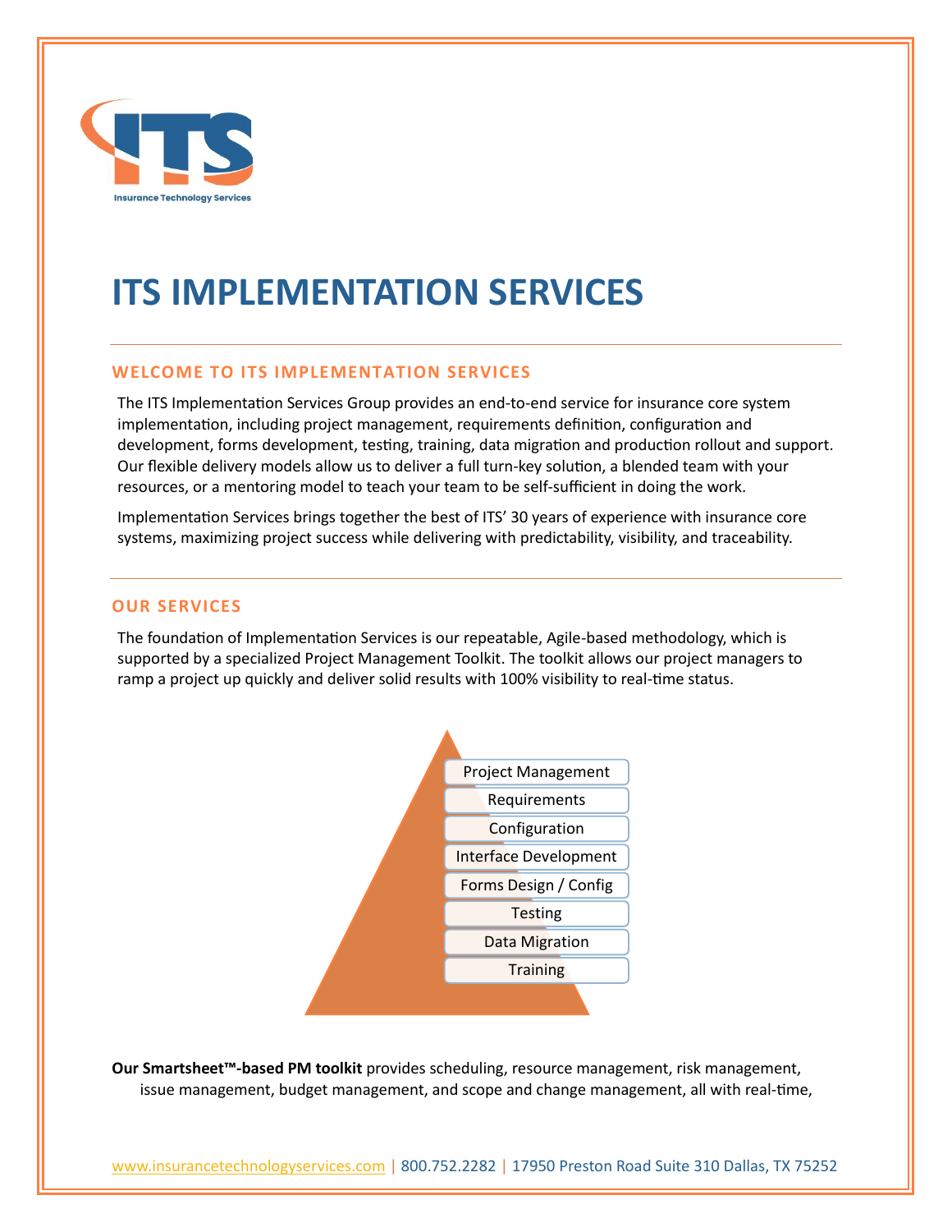# ITS IMPLEMENTATION SERVICES

## WELCOME TO ITS IMPLEMENTATION SERVICES

The ITS Implementation Services Group provides an end-to-end service for insurance core system implementation, including project management, requirements definition, configuration and development, forms development, testing, training, data migration and production rollout and support. Our flexible delivery models allow us to deliver a full turn-key solution, a blended team with your resources, or a mentoring model to teach your team to be self-sufficient in doing the work.

Implementation Services brings together the best of ITS' 30 years of experience with insurance core systems, maximizing project success while delivering with predictability, visibility, and traceability.

## OUR SERVICES

The foundation of Implementation Services is our repeatable, Agile-based methodology, which is supported by a specialized Project Management Toolkit. The toolkit allows our project managers to ramp a project up quickly and deliver solid results with 100% visibility to real-time status.

- Project Management
- Requirements
- Configuration
- Interface Development
- Forms Design / Config
- Testing
- Data Migration
- Training

**Our Smartsheet™-based PM toolkit** provides scheduling, resource management, risk management, issue management, budget management, and scope and change management, all with real-time,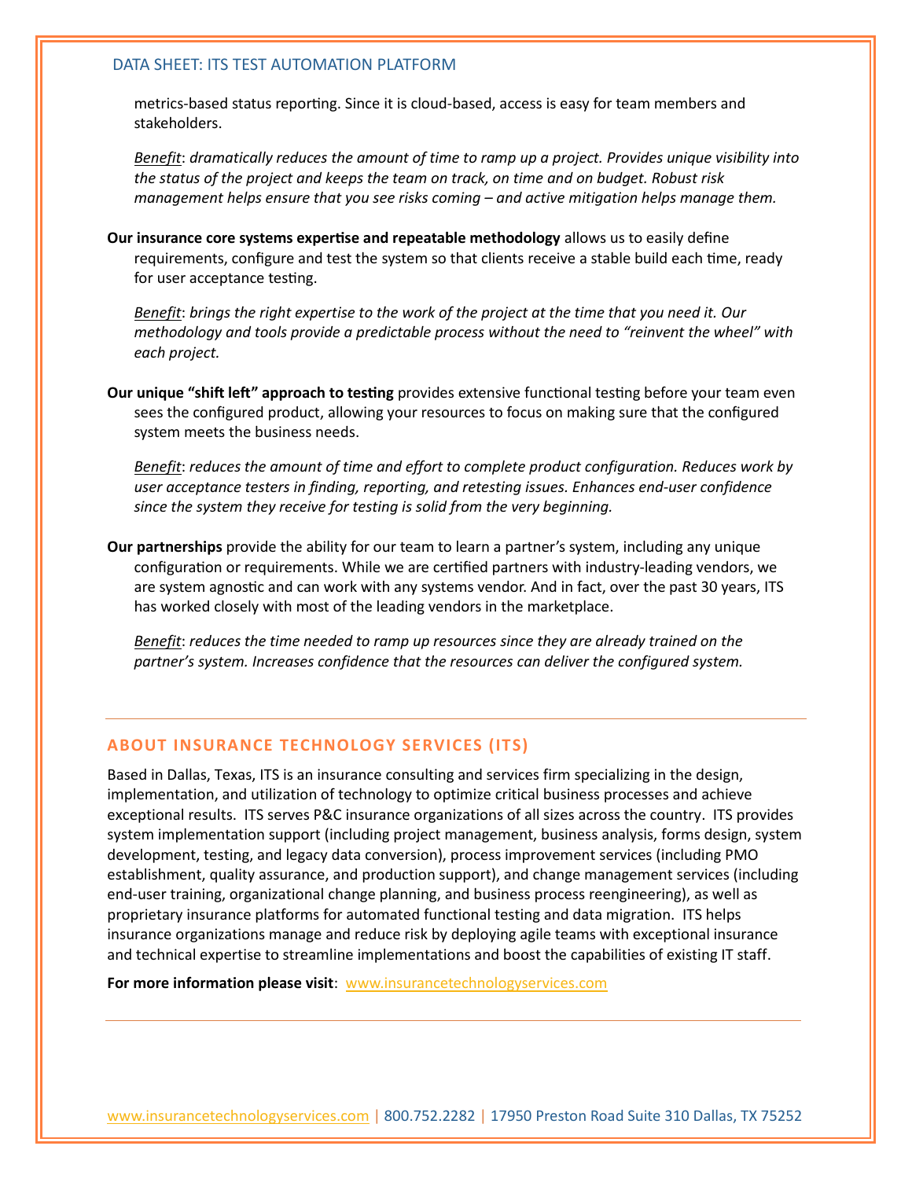metrics-based status reporting. Since it is cloud-based, access is easy for team members and stakeholders.

Benefit: *dramatically reduces the amount of time to ramp up a project. Provides unique visibility into the status of the project and keeps the team on track, on time and on budget. Robust risk management helps ensure that you see risks coming – and active mitigation helps manage them.*

**Our insurance core systems expertise and repeatable methodology** allows us to easily define requirements, configure and test the system so that clients receive a stable build each time, ready for user acceptance testing.

Benefit: *brings the right expertise to the work of the project at the time that you need it. Our methodology and tools provide a predictable process without the need to "reinvent the wheel" with each project.*

**Our unique "shift left" approach to testing** provides extensive functional testing before your team even sees the configured product, allowing your resources to focus on making sure that the configured system meets the business needs.

Benefit: *reduces the amount of time and effort to complete product configuration. Reduces work by user acceptance testers in finding, reporting, and retesting issues. Enhances end-user confidence since the system they receive for testing is solid from the very beginning.*

**Our partnerships** provide the ability for our team to learn a partner's system, including any unique configuration or requirements. While we are certified partners with industry-leading vendors, we are system agnostic and can work with any systems vendor. And in fact, over the past 30 years, ITS has worked closely with most of the leading vendors in the marketplace.

Benefit: *reduces the time needed to ramp up resources since they are already trained on the partner's system. Increases confidence that the resources can deliver the configured system.*

## ABOUT INSURANCE TECHNOLOGY SERVICES (ITS)

Based in Dallas, Texas, ITS is an insurance consulting and services firm specializing in the design, implementation, and utilization of technology to optimize critical business processes and achieve exceptional results. ITS serves P&C insurance organizations of all sizes across the country. ITS provides system implementation support (including project management, business analysis, forms design, system development, testing, and legacy data conversion), process improvement services (including PMO establishment, quality assurance, and production support), and change management services (including end-user training, organizational change planning, and business process reengineering), as well as proprietary insurance platforms for automated functional testing and data migration. ITS helps insurance organizations manage and reduce risk by deploying agile teams with exceptional insurance and technical expertise to streamline implementations and boost the capabilities of existing IT staff.

**For more information please visit**: www.insurancetechnologyservices.com

www.insurancetechnologyservices.com | 800.752.2282 | 17950 Preston Road Suite 310 Dallas, TX 75252